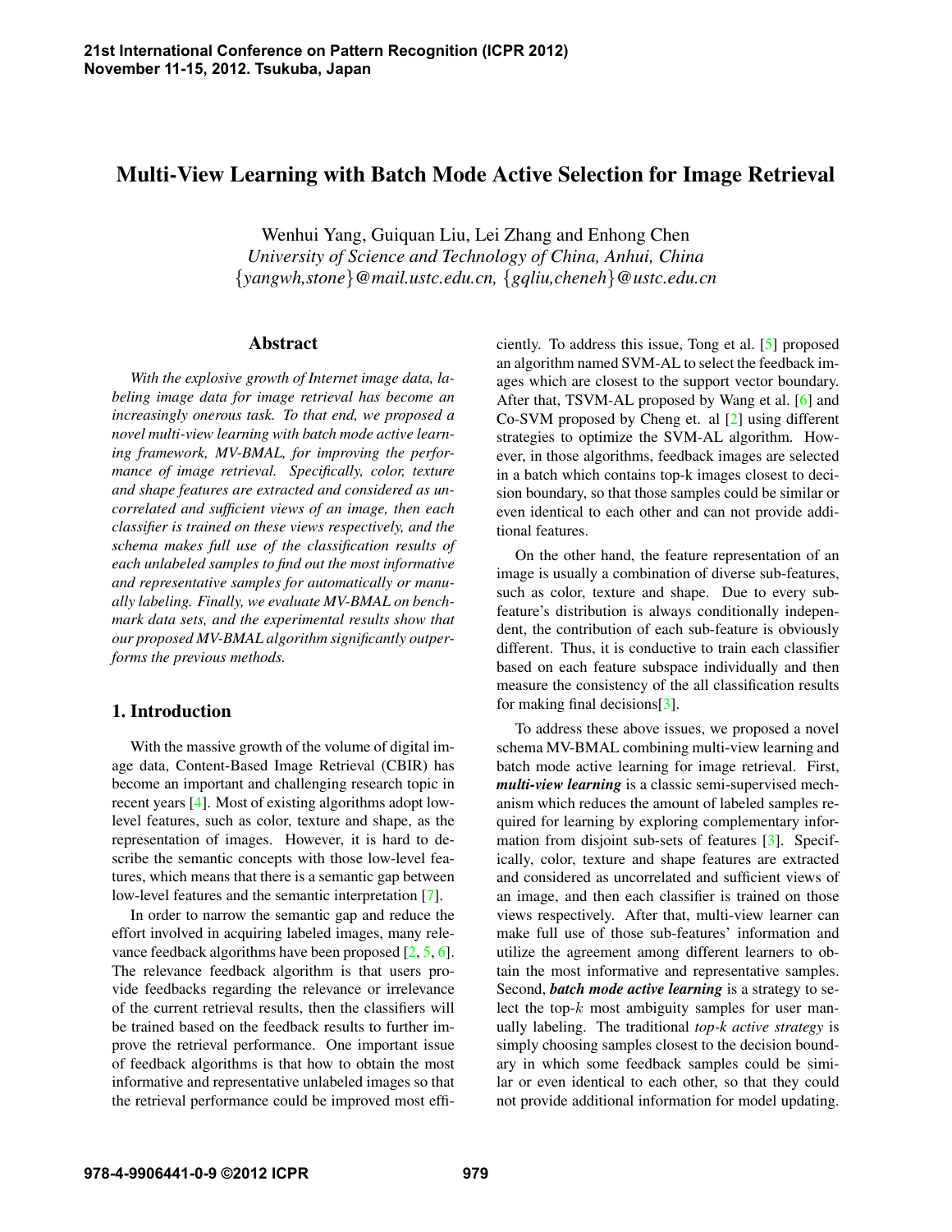# Multi-View Learning with Batch Mode Active Selection for Image Retrieval

Wenhui Yang, Guiquan Liu, Lei Zhang and Enhong Chen
*University of Science and Technology of China, Anhui, China*
*{yangwh,stone}@mail.ustc.edu.cn, {gqliu,cheneh}@ustc.edu.cn*

## Abstract

*With the explosive growth of Internet image data, labeling image data for image retrieval has become an increasingly onerous task. To that end, we proposed a novel multi-view learning with batch mode active learning framework, MV-BMAL, for improving the performance of image retrieval. Specifically, color, texture and shape features are extracted and considered as uncorrelated and sufficient views of an image, then each classifier is trained on these views respectively, and the schema makes full use of the classification results of each unlabeled samples to find out the most informative and representative samples for automatically or manually labeling. Finally, we evaluate MV-BMAL on benchmark data sets, and the experimental results show that our proposed MV-BMAL algorithm significantly outperforms the previous methods.*

## 1. Introduction

With the massive growth of the volume of digital image data, Content-Based Image Retrieval (CBIR) has become an important and challenging research topic in recent years [4]. Most of existing algorithms adopt low-level features, such as color, texture and shape, as the representation of images. However, it is hard to describe the semantic concepts with those low-level features, which means that there is a semantic gap between low-level features and the semantic interpretation [7].

In order to narrow the semantic gap and reduce the effort involved in acquiring labeled images, many relevance feedback algorithms have been proposed [2, 5, 6]. The relevance feedback algorithm is that users provide feedbacks regarding the relevance or irrelevance of the current retrieval results, then the classifiers will be trained based on the feedback results to further improve the retrieval performance. One important issue of feedback algorithms is that how to obtain the most informative and representative unlabeled images so that the retrieval performance could be improved most efficiently. To address this issue, Tong et al. [5] proposed an algorithm named SVM-AL to select the feedback images which are closest to the support vector boundary. After that, TSVM-AL proposed by Wang et al. [6] and Co-SVM proposed by Cheng et. al [2] using different strategies to optimize the SVM-AL algorithm. However, in those algorithms, feedback images are selected in a batch which contains top-k images closest to decision boundary, so that those samples could be similar or even identical to each other and can not provide additional features.

On the other hand, the feature representation of an image is usually a combination of diverse sub-features, such as color, texture and shape. Due to every sub-feature's distribution is always conditionally independent, the contribution of each sub-feature is obviously different. Thus, it is conductive to train each classifier based on each feature subspace individually and then measure the consistency of the all classification results for making final decisions[3].

To address these above issues, we proposed a novel schema MV-BMAL combining multi-view learning and batch mode active learning for image retrieval. First, ***multi-view learning*** is a classic semi-supervised mechanism which reduces the amount of labeled samples required for learning by exploring complementary information from disjoint sub-sets of features [3]. Specifically, color, texture and shape features are extracted and considered as uncorrelated and sufficient views of an image, and then each classifier is trained on those views respectively. After that, multi-view learner can make full use of those sub-features' information and utilize the agreement among different learners to obtain the most informative and representative samples. Second, ***batch mode active learning*** is a strategy to select the top-$k$ most ambiguity samples for user manually labeling. The traditional *top-k active strategy* is simply choosing samples closest to the decision boundary in which some feedback samples could be similar or even identical to each other, so that they could not provide additional information for model updating.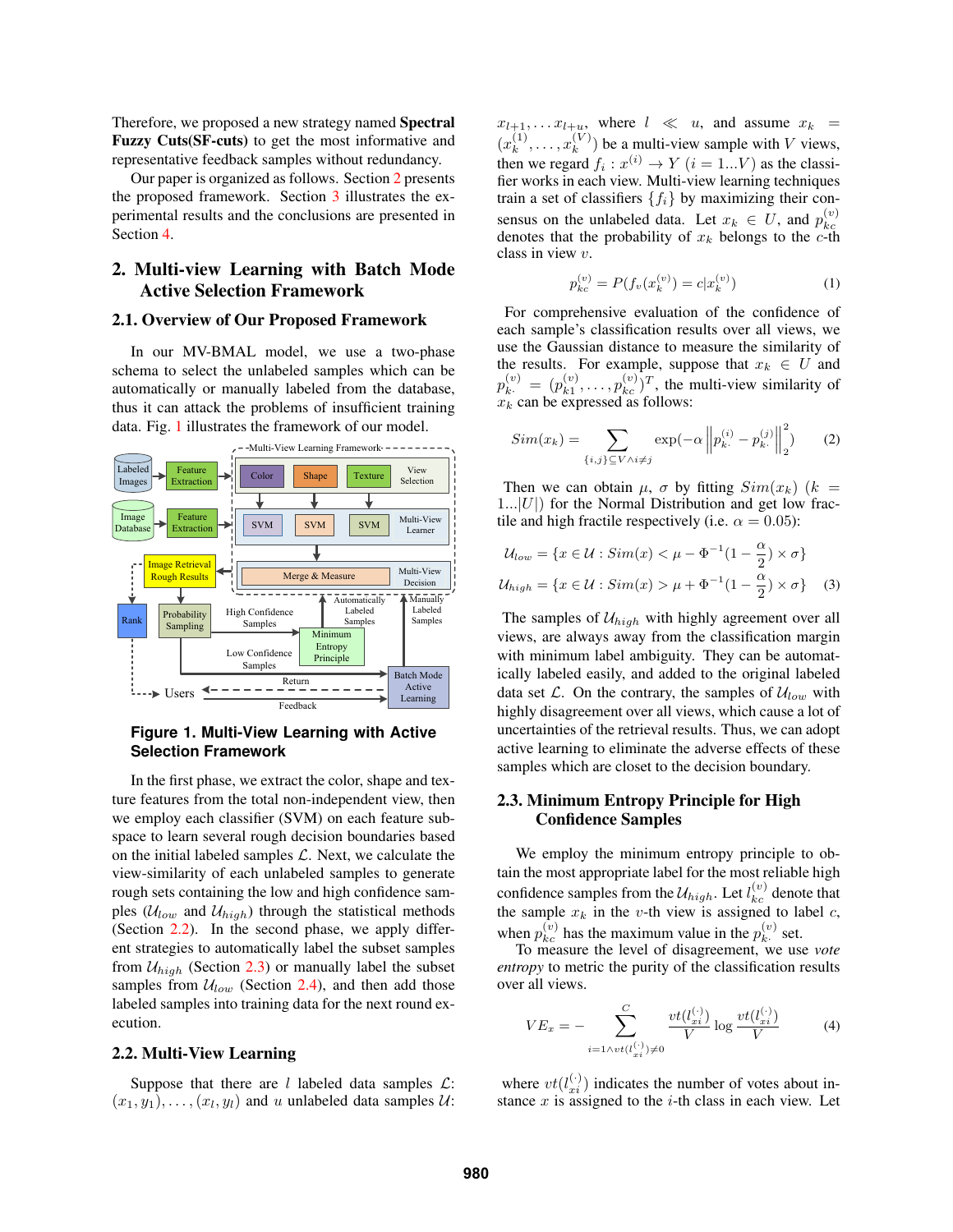Therefore, we proposed a new strategy named **Spectral Fuzzy Cuts(SF-cuts)** to get the most informative and representative feedback samples without redundancy.

Our paper is organized as follows. Section 2 presents the proposed framework. Section 3 illustrates the experimental results and the conclusions are presented in Section 4.

## 2. Multi-view Learning with Batch Mode Active Selection Framework

### 2.1. Overview of Our Proposed Framework

In our MV-BMAL model, we use a two-phase schema to select the unlabeled samples which can be automatically or manually labeled from the database, thus it can attack the problems of insufficient training data. Fig. 1 illustrates the framework of our model.

**Figure 1. Multi-View Learning with Active Selection Framework**

In the first phase, we extract the color, shape and texture features from the total non-independent view, then we employ each classifier (SVM) on each feature subspace to learn several rough decision boundaries based on the initial labeled samples $\mathcal{L}$. Next, we calculate the view-similarity of each unlabeled samples to generate rough sets containing the low and high confidence samples ($\mathcal{U}_{low}$ and $\mathcal{U}_{high}$) through the statistical methods (Section 2.2). In the second phase, we apply different strategies to automatically label the subset samples from $\mathcal{U}_{high}$ (Section 2.3) or manually label the subset samples from $\mathcal{U}_{low}$ (Section 2.4), and then add those labeled samples into training data for the next round execution.

### 2.2. Multi-View Learning

Suppose that there are $l$ labeled data samples $\mathcal{L}$: $(x_1, y_1), \ldots, (x_l, y_l)$ and $u$ unlabeled data samples $\mathcal{U}$: $x_{l+1}, \ldots x_{l+u}$, where $l \ll u$, and assume $x_k = (x_k^{(1)}, \ldots, x_k^{(V)})$ be a multi-view sample with $V$ views, then we regard $f_i : x^{(i)} \rightarrow Y$ $(i = 1...V)$ as the classifier works in each view. Multi-view learning techniques train a set of classifiers $\{f_i\}$ by maximizing their consensus on the unlabeled data. Let $x_k \in U$, and $p_{kc}^{(v)}$ denotes that the probability of $x_k$ belongs to the $c$-th class in view $v$.

$$p_{kc}^{(v)} = P(f_v(x_k^{(v)}) = c | x_k^{(v)}) \tag{1}$$

For comprehensive evaluation of the confidence of each sample's classification results over all views, we use the Gaussian distance to measure the similarity of the results. For example, suppose that $x_k \in U$ and $p_{k\cdot}^{(v)} = (p_{k1}^{(v)}, \ldots, p_{kc}^{(v)})^T$, the multi-view similarity of $x_k$ can be expressed as follows:

$$Sim(x_k) = \sum_{\{i,j\} \subseteq V \wedge i \neq j} \exp(-\alpha \left\| p_{k\cdot}^{(i)} - p_{k\cdot}^{(j)} \right\|_2^2) \tag{2}$$

Then we can obtain $\mu$, $\sigma$ by fitting $Sim(x_k)$ $(k = 1...|U|)$ for the Normal Distribution and get low fractile and high fractile respectively (i.e. $\alpha = 0.05$):

$$\mathcal{U}_{low} = \{x \in \mathcal{U} : Sim(x) < \mu - \Phi^{-1}(1 - \frac{\alpha}{2}) \times \sigma\}$$
$$\mathcal{U}_{high} = \{x \in \mathcal{U} : Sim(x) > \mu + \Phi^{-1}(1 - \frac{\alpha}{2}) \times \sigma\} \tag{3}$$

The samples of $\mathcal{U}_{high}$ with highly agreement over all views, are always away from the classification margin with minimum label ambiguity. They can be automatically labeled easily, and added to the original labeled data set $\mathcal{L}$. On the contrary, the samples of $\mathcal{U}_{low}$ with highly disagreement over all views, which cause a lot of uncertainties of the retrieval results. Thus, we can adopt active learning to eliminate the adverse effects of these samples which are closet to the decision boundary.

### 2.3. Minimum Entropy Principle for High Confidence Samples

We employ the minimum entropy principle to obtain the most appropriate label for the most reliable high confidence samples from the $\mathcal{U}_{high}$. Let $l_{kc}^{(v)}$ denote that the sample $x_k$ in the $v$-th view is assigned to label $c$, when $p_{kc}^{(v)}$ has the maximum value in the $p_{k\cdot}^{(v)}$ set.

To measure the level of disagreement, we use *vote entropy* to metric the purity of the classification results over all views.

$$VE_x = - \sum_{i=1 \wedge vt(l_{xi}^{(\cdot)}) \neq 0}^{C} \frac{vt(l_{xi}^{(\cdot)})}{V} \log \frac{vt(l_{xi}^{(\cdot)})}{V} \tag{4}$$

where $vt(l_{xi}^{(\cdot)})$ indicates the number of votes about instance $x$ is assigned to the $i$-th class in each view. Let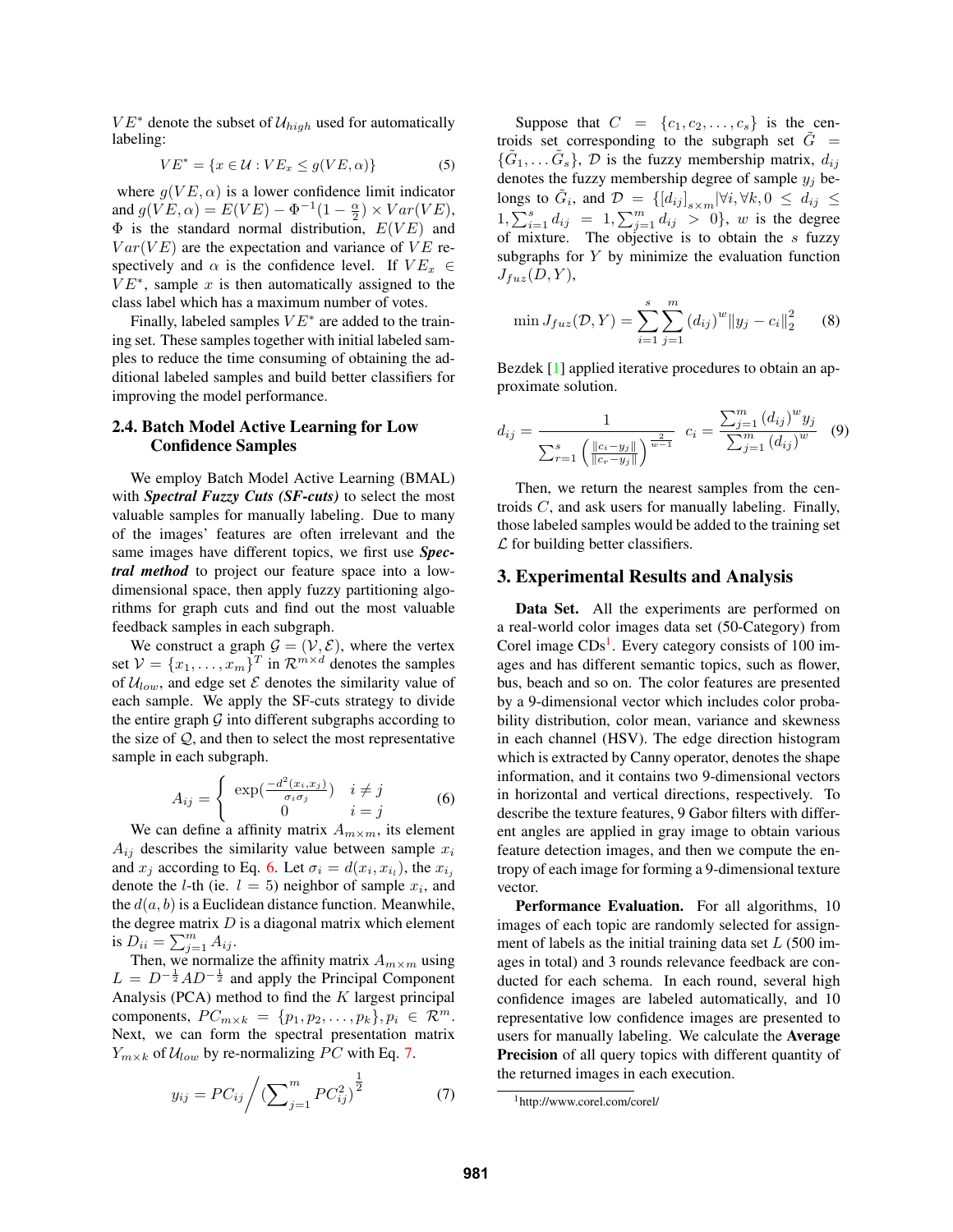$VE^*$ denote the subset of $\mathcal{U}_{high}$ used for automatically labeling:

$$VE^* = \{x \in \mathcal{U} : VE_x \leq g(VE, \alpha)\} \tag{5}$$

where $g(VE, \alpha)$ is a lower confidence limit indicator and $g(VE, \alpha) = E(VE) - \Phi^{-1}(1 - \frac{\alpha}{2}) \times Var(VE)$, $\Phi$ is the standard normal distribution, $E(VE)$ and $Var(VE)$ are the expectation and variance of $VE$ respectively and $\alpha$ is the confidence level. If $VE_x \in VE^*$, sample $x$ is then automatically assigned to the class label which has a maximum number of votes.

Finally, labeled samples $VE^*$ are added to the training set. These samples together with initial labeled samples to reduce the time consuming of obtaining the additional labeled samples and build better classifiers for improving the model performance.

### 2.4. Batch Model Active Learning for Low Confidence Samples

We employ Batch Model Active Learning (BMAL) with ***Spectral Fuzzy Cuts (SF-cuts)*** to select the most valuable samples for manually labeling. Due to many of the images' features are often irrelevant and the same images have different topics, we first use ***Spectral method*** to project our feature space into a low-dimensional space, then apply fuzzy partitioning algorithms for graph cuts and find out the most valuable feedback samples in each subgraph.

We construct a graph $\mathcal{G} = (\mathcal{V}, \mathcal{E})$, where the vertex set $\mathcal{V} = \{x_1, \ldots, x_m\}^T$ in $\mathcal{R}^{m \times d}$ denotes the samples of $\mathcal{U}_{low}$, and edge set $\mathcal{E}$ denotes the similarity value of each sample. We apply the SF-cuts strategy to divide the entire graph $\mathcal{G}$ into different subgraphs according to the size of $\mathcal{Q}$, and then to select the most representative sample in each subgraph.

$$A_{ij} = \begin{cases} \exp(\frac{-d^2(x_i, x_j)}{\sigma_i \sigma_j}) & i \neq j \\ 0 & i = j \end{cases} \tag{6}$$

We can define a affinity matrix $A_{m \times m}$, its element $A_{ij}$ describes the similarity value between sample $x_i$ and $x_j$ according to Eq. 6. Let $\sigma_i = d(x_i, x_{i_l})$, the $x_{i_j}$ denote the $l$-th (ie. $l = 5$) neighbor of sample $x_i$, and the $d(a, b)$ is a Euclidean distance function. Meanwhile, the degree matrix $D$ is a diagonal matrix which element is $D_{ii} = \sum_{j=1}^{m} A_{ij}$.

Then, we normalize the affinity matrix $A_{m \times m}$ using $L = D^{-\frac{1}{2}} A D^{-\frac{1}{2}}$ and apply the Principal Component Analysis (PCA) method to find the $K$ largest principal components, $PC_{m \times k} = \{p_1, p_2, \ldots, p_k\}, p_i \in \mathcal{R}^m$. Next, we can form the spectral presentation matrix $Y_{m \times k}$ of $\mathcal{U}_{low}$ by re-normalizing $PC$ with Eq. 7.

$$y_{ij} = PC_{ij} \Big/ (\textstyle\sum_{j=1}^{m} PC_{ij}^2)^{\frac{1}{2}} \tag{7}$$

Suppose that $C = \{c_1, c_2, \ldots, c_s\}$ is the centroids set corresponding to the subgraph set $\tilde{G} = \{\tilde{G}_1, \ldots \tilde{G}_s\}$, $\mathcal{D}$ is the fuzzy membership matrix, $d_{ij}$ denotes the fuzzy membership degree of sample $y_j$ belongs to $\tilde{G}_i$, and $\mathcal{D} = \{[d_{ij}]_{s \times m} | \forall i, \forall k, 0 \leq d_{ij} \leq 1, \sum_{i=1}^{s} d_{ij} = 1, \sum_{j=1}^{m} d_{ij} > 0\}$, $w$ is the degree of mixture. The objective is to obtain the $s$ fuzzy subgraphs for $Y$ by minimize the evaluation function $J_{fuz}(D, Y)$,

$$\min J_{fuz}(\mathcal{D}, Y) = \sum_{i=1}^{s} \sum_{j=1}^{m} (d_{ij})^w \|y_j - c_i\|_2^2 \tag{8}$$

Bezdek [1] applied iterative procedures to obtain an approximate solution.

$$d_{ij} = \frac{1}{\sum_{r=1}^{s} \left( \frac{\|c_i - y_j\|}{\|c_r - y_j\|} \right)^{\frac{2}{w-1}}} \quad c_i = \frac{\sum_{j=1}^{m} (d_{ij})^w y_j}{\sum_{j=1}^{m} (d_{ij})^w} \tag{9}$$

Then, we return the nearest samples from the centroids $C$, and ask users for manually labeling. Finally, those labeled samples would be added to the training set $\mathcal{L}$ for building better classifiers.

## 3. Experimental Results and Analysis

**Data Set.** All the experiments are performed on a real-world color images data set (50-Category) from Corel image CDs[1]. Every category consists of 100 images and has different semantic topics, such as flower, bus, beach and so on. The color features are presented by a 9-dimensional vector which includes color probability distribution, color mean, variance and skewness in each channel (HSV). The edge direction histogram which is extracted by Canny operator, denotes the shape information, and it contains two 9-dimensional vectors in horizontal and vertical directions, respectively. To describe the texture features, 9 Gabor filters with different angles are applied in gray image to obtain various feature detection images, and then we compute the entropy of each image for forming a 9-dimensional texture vector.

**Performance Evaluation.** For all algorithms, 10 images of each topic are randomly selected for assignment of labels as the initial training data set $L$ (500 images in total) and 3 rounds relevance feedback are conducted for each schema. In each round, several high confidence images are labeled automatically, and 10 representative low confidence images are presented to users for manually labeling. We calculate the **Average Precision** of all query topics with different quantity of the returned images in each execution.

[1] http://www.corel.com/corel/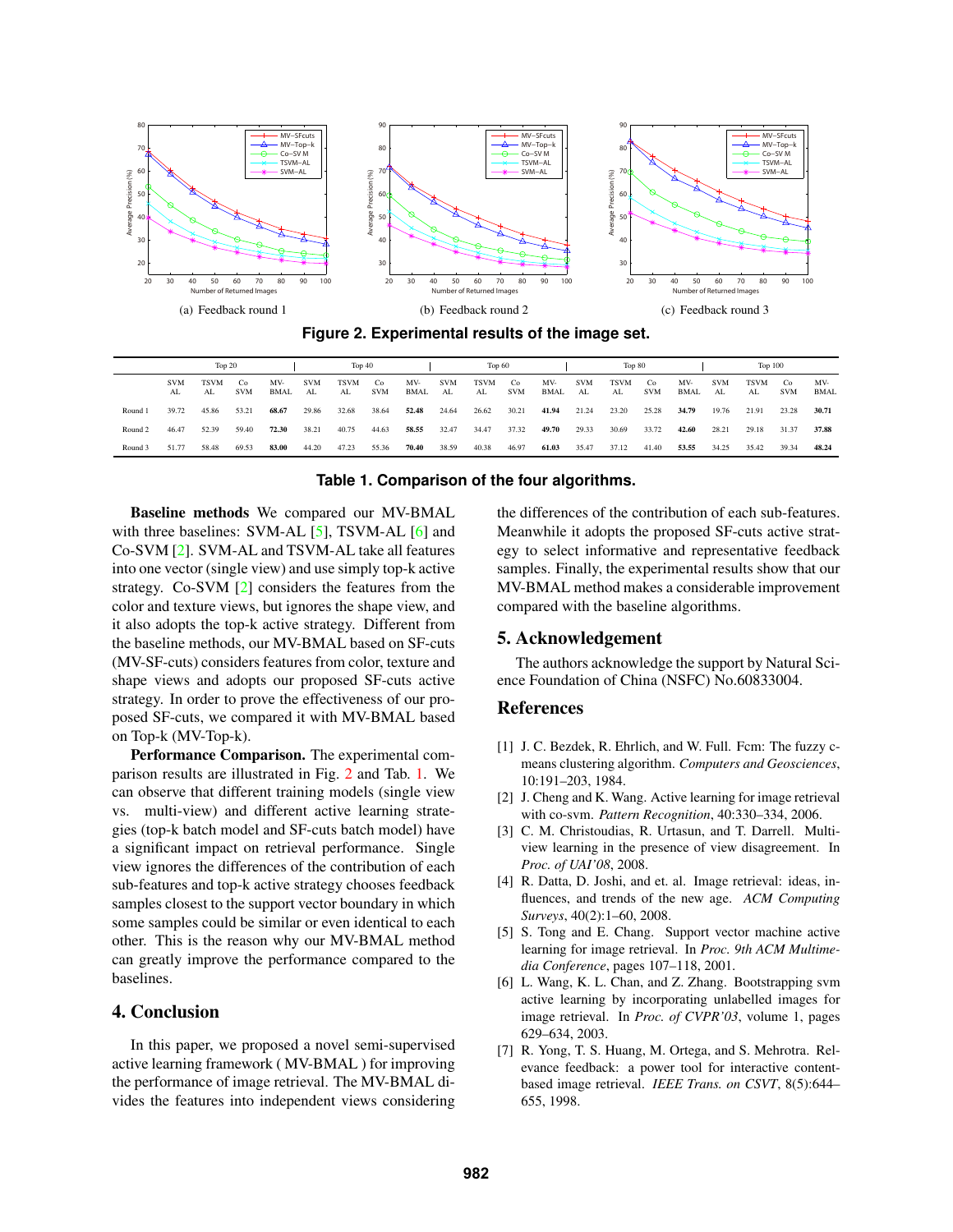80
70
60
50
40
30
20
20 30 40 50 60 70 80 90 100
Number of Returned Images
Average Precision (%)
MV−SFcuts
MV−Top−k
Co−SV M
TSVM−AL
SVM−AL

(a) Feedback round 1

90
80
70
60
50
40
30
20 30 40 50 60 70 80 90 100
Number of Returned Images
Average Precision (%)
MV−SFcuts
MV−Top−k
Co−SV M
TSVM−AL
SVM−AL

(b) Feedback round 2

90
80
70
60
50
40
30
20 30 40 50 60 70 80 90 100
Number of Returned Images
Average Precision (%)
MV−SFcuts
MV−Top−k
Co−SV M
TSVM−AL
SVM−AL

(c) Feedback round 3

**Figure 2. Experimental results of the image set.**

| | Top 20 | | | | Top 40 | | | | Top 60 | | | | Top 80 | | | | Top 100 | | | |
|---|---|---|---|---|---|---|---|---|---|---|---|---|---|---|---|---|---|---|---|---|
| | SVM AL | TSVM AL | Co SVM | MV-BMAL | SVM AL | TSVM AL | Co SVM | MV-BMAL | SVM AL | TSVM AL | Co SVM | MV-BMAL | SVM AL | TSVM AL | Co SVM | MV-BMAL | SVM AL | TSVM AL | Co SVM | MV-BMAL |
| Round 1 | 39.72 | 45.86 | 53.21 | **68.67** | 29.86 | 32.68 | 38.64 | **52.48** | 24.64 | 26.62 | 30.21 | **41.94** | 21.24 | 23.20 | 25.28 | **34.79** | 19.76 | 21.91 | 23.28 | **30.71** |
| Round 2 | 46.47 | 52.39 | 59.40 | **72.30** | 38.21 | 40.75 | 44.63 | **58.55** | 32.47 | 34.47 | 37.32 | **49.70** | 29.33 | 30.69 | 33.72 | **42.60** | 28.21 | 29.18 | 31.37 | **37.88** |
| Round 3 | 51.77 | 58.48 | 69.53 | **83.00** | 44.20 | 47.23 | 55.36 | **70.40** | 38.59 | 40.38 | 46.97 | **61.03** | 35.47 | 37.12 | 41.40 | **53.55** | 34.25 | 35.42 | 39.34 | **48.24** |

**Table 1. Comparison of the four algorithms.**

**Baseline methods** We compared our MV-BMAL with three baselines: SVM-AL [5], TSVM-AL [6] and Co-SVM [2]. SVM-AL and TSVM-AL take all features into one vector (single view) and use simply top-k active strategy. Co-SVM [2] considers the features from the color and texture views, but ignores the shape view, and it also adopts the top-k active strategy. Different from the baseline methods, our MV-BMAL based on SF-cuts (MV-SF-cuts) considers features from color, texture and shape views and adopts our proposed SF-cuts active strategy. In order to prove the effectiveness of our proposed SF-cuts, we compared it with MV-BMAL based on Top-k (MV-Top-k).

**Performance Comparison.** The experimental comparison results are illustrated in Fig. 2 and Tab. 1. We can observe that different training models (single view vs. multi-view) and different active learning strategies (top-k batch model and SF-cuts batch model) have a significant impact on retrieval performance. Single view ignores the differences of the contribution of each sub-features and top-k active strategy chooses feedback samples closest to the support vector boundary in which some samples could be similar or even identical to each other. This is the reason why our MV-BMAL method can greatly improve the performance compared to the baselines.

## 4. Conclusion

In this paper, we proposed a novel semi-supervised active learning framework ( MV-BMAL ) for improving the performance of image retrieval. The MV-BMAL divides the features into independent views considering the differences of the contribution of each sub-features. Meanwhile it adopts the proposed SF-cuts active strategy to select informative and representative feedback samples. Finally, the experimental results show that our MV-BMAL method makes a considerable improvement compared with the baseline algorithms.

## 5. Acknowledgement

The authors acknowledge the support by Natural Science Foundation of China (NSFC) No.60833004.

## References

[1] J. C. Bezdek, R. Ehrlich, and W. Full. Fcm: The fuzzy c-means clustering algorithm. *Computers and Geosciences*, 10:191–203, 1984.

[2] J. Cheng and K. Wang. Active learning for image retrieval with co-svm. *Pattern Recognition*, 40:330–334, 2006.

[3] C. M. Christoudias, R. Urtasun, and T. Darrell. Multi-view learning in the presence of view disagreement. In *Proc. of UAI'08*, 2008.

[4] R. Datta, D. Joshi, and et. al. Image retrieval: ideas, influences, and trends of the new age. *ACM Computing Surveys*, 40(2):1–60, 2008.

[5] S. Tong and E. Chang. Support vector machine active learning for image retrieval. In *Proc. 9th ACM Multimedia Conference*, pages 107–118, 2001.

[6] L. Wang, K. L. Chan, and Z. Zhang. Bootstrapping svm active learning by incorporating unlabelled images for image retrieval. In *Proc. of CVPR'03*, volume 1, pages 629–634, 2003.

[7] R. Yong, T. S. Huang, M. Ortega, and S. Mehrotra. Relevance feedback: a power tool for interactive content-based image retrieval. *IEEE Trans. on CSVT*, 8(5):644–655, 1998.